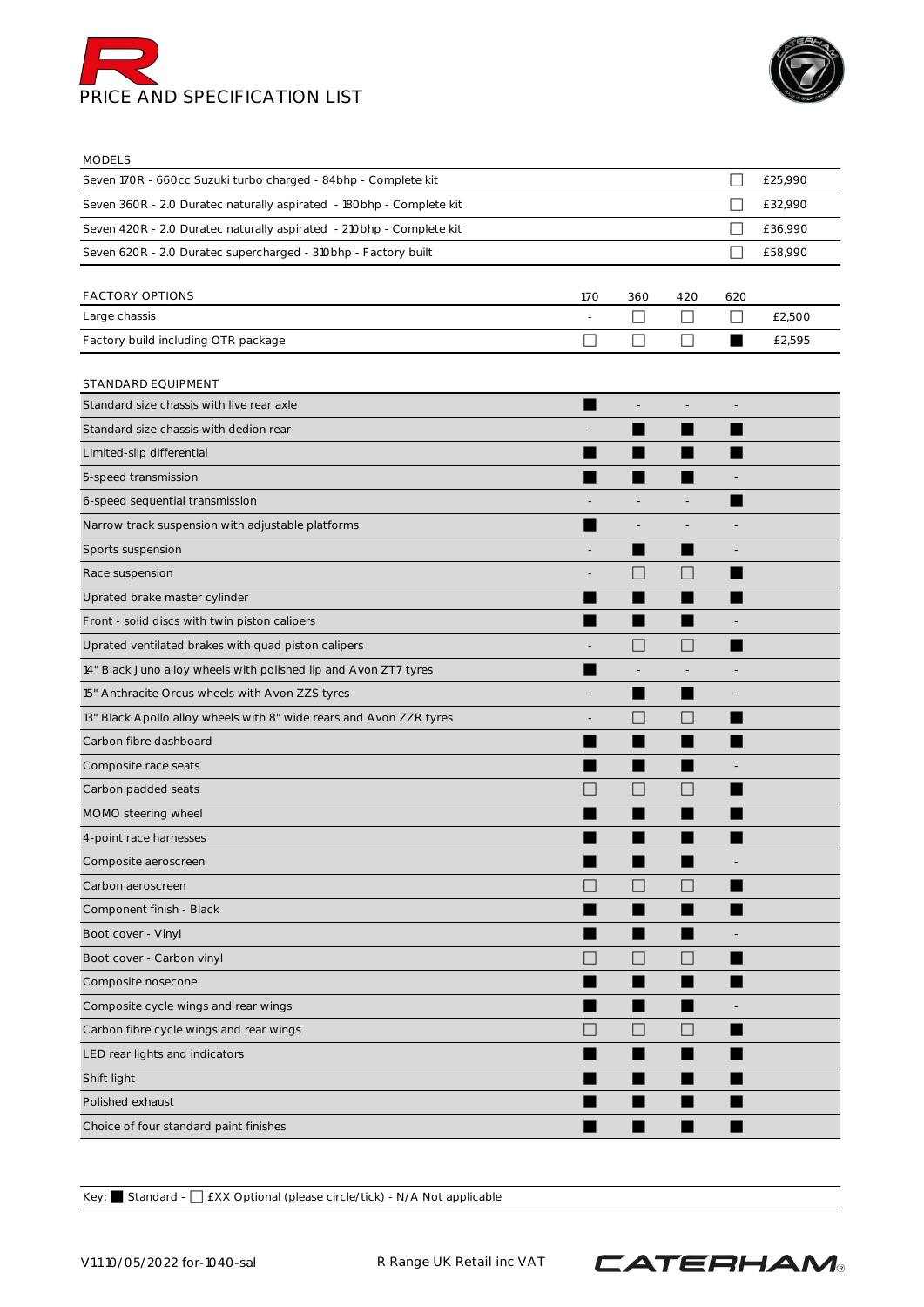# PRICE AND SPECIFICATION LIST

| MODELS | | |
|---|---|---|
| Seven 170R - 660cc Suzuki turbo charged - 84bhp - Complete kit | ☐ | £25,990 |
| Seven 360R - 2.0 Duratec naturally aspirated - 180bhp - Complete kit | ☐ | £32,990 |
| Seven 420R - 2.0 Duratec naturally aspirated - 210bhp - Complete kit | ☐ | £36,990 |
| Seven 620R - 2.0 Duratec supercharged - 310bhp - Factory built | ☐ | £58,990 |

| FACTORY OPTIONS | 170 | 360 | 420 | 620 | |
|---|---|---|---|---|---|
| Large chassis | - | ☐ | ☐ | ☐ | £2,500 |
| Factory build including OTR package | ☐ | ☐ | ☐ | ■ | £2,595 |

| STANDARD EQUIPMENT | 170 | 360 | 420 | 620 |
|---|---|---|---|---|
| Standard size chassis with live rear axle | ■ | - | - | - |
| Standard size chassis with dedion rear | - | ■ | ■ | ■ |
| Limited-slip differential | ■ | ■ | ■ | ■ |
| 5-speed transmission | ■ | ■ | ■ | - |
| 6-speed sequential transmission | - | - | - | ■ |
| Narrow track suspension with adjustable platforms | ■ | - | - | - |
| Sports suspension | - | ■ | ■ | - |
| Race suspension | - | ☐ | ☐ | ■ |
| Uprated brake master cylinder | ■ | ■ | ■ | ■ |
| Front - solid discs with twin piston calipers | ■ | ■ | ■ | - |
| Uprated ventilated brakes with quad piston calipers | - | ☐ | ☐ | ■ |
| 14" Black Juno alloy wheels with polished lip and Avon ZT7 tyres | ■ | - | - | - |
| 15" Anthracite Orcus wheels with Avon ZZS tyres | - | ■ | ■ | - |
| 13" Black Apollo alloy wheels with 8" wide rears and Avon ZZR tyres | - | ☐ | ☐ | ■ |
| Carbon fibre dashboard | ■ | ■ | ■ | ■ |
| Composite race seats | ■ | ■ | ■ | - |
| Carbon padded seats | ☐ | ☐ | ☐ | ■ |
| MOMO steering wheel | ■ | ■ | ■ | ■ |
| 4-point race harnesses | ■ | ■ | ■ | ■ |
| Composite aeroscreen | ■ | ■ | ■ | - |
| Carbon aeroscreen | ☐ | ☐ | ☐ | ■ |
| Component finish - Black | ■ | ■ | ■ | ■ |
| Boot cover - Vinyl | ■ | ■ | ■ | - |
| Boot cover - Carbon vinyl | ☐ | ☐ | ☐ | ■ |
| Composite nosecone | ■ | ■ | ■ | ■ |
| Composite cycle wings and rear wings | ■ | ■ | ■ | - |
| Carbon fibre cycle wings and rear wings | ☐ | ☐ | ☐ | ■ |
| LED rear lights and indicators | ■ | ■ | ■ | ■ |
| Shift light | ■ | ■ | ■ | ■ |
| Polished exhaust | ■ | ■ | ■ | ■ |
| Choice of four standard paint finishes | ■ | ■ | ■ | ■ |

Key: ■ Standard - ☐ £XX Optional (please circle/tick) - N/A Not applicable

V11 10/05/2022 for-1040-sal

R Range UK Retail inc VAT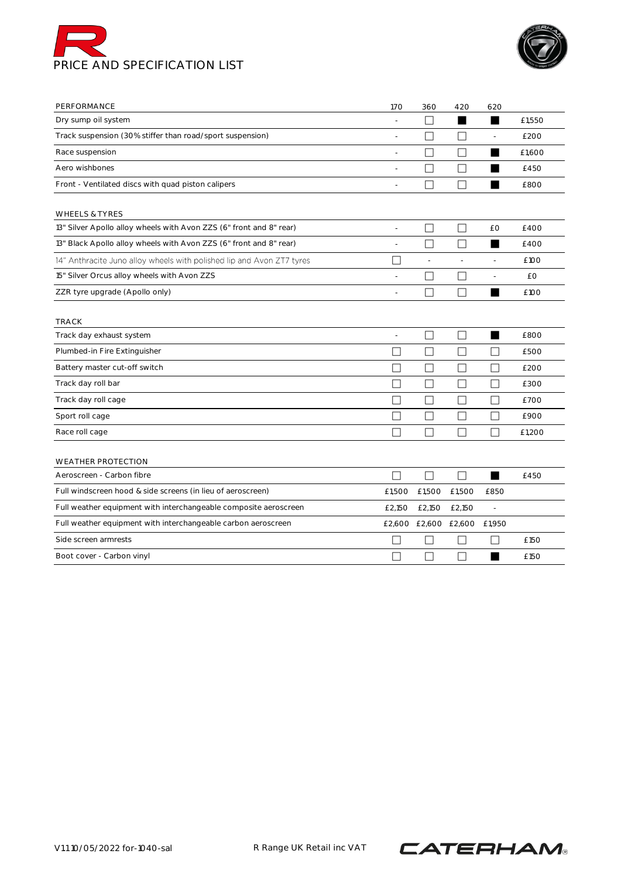# PRICE AND SPECIFICATION LIST

| PERFORMANCE | 170 | 360 | 420 | 620 | |
|---|---|---|---|---|---|
| Dry sump oil system | - | ☐ | ■ | ■ | £1,550 |
| Track suspension (30% stiffer than road/sport suspension) | - | ☐ | ☐ | - | £200 |
| Race suspension | - | ☐ | ☐ | ■ | £1,600 |
| Aero wishbones | - | ☐ | ☐ | ■ | £450 |
| Front - Ventilated discs with quad piston calipers | - | ☐ | ☐ | ■ | £800 |

| WHEELS & TYRES | | | | | |
|---|---|---|---|---|---|
| 13" Silver Apollo alloy wheels with Avon ZZS (6" front and 8" rear) | - | ☐ | ☐ | £0 | £400 |
| 13" Black Apollo alloy wheels with Avon ZZS (6" front and 8" rear) | - | ☐ | ☐ | ■ | £400 |
| 14" Anthracite Juno alloy wheels with polished lip and Avon ZT7 tyres | ☐ | - | - | - | £100 |
| 15" Silver Orcus alloy wheels with Avon ZZS | - | ☐ | ☐ | - | £0 |
| ZZR tyre upgrade (Apollo only) | - | ☐ | ☐ | ■ | £100 |

| TRACK | | | | | |
|---|---|---|---|---|---|
| Track day exhaust system | - | ☐ | ☐ | ■ | £800 |
| Plumbed-in Fire Extinguisher | ☐ | ☐ | ☐ | ☐ | £500 |
| Battery master cut-off switch | ☐ | ☐ | ☐ | ☐ | £200 |
| Track day roll bar | ☐ | ☐ | ☐ | ☐ | £300 |
| Track day roll cage | ☐ | ☐ | ☐ | ☐ | £700 |
| Sport roll cage | ☐ | ☐ | ☐ | ☐ | £900 |
| Race roll cage | ☐ | ☐ | ☐ | ☐ | £1,200 |

| WEATHER PROTECTION | | | | | |
|---|---|---|---|---|---|
| Aeroscreen - Carbon fibre | ☐ | ☐ | ☐ | ■ | £450 |
| Full windscreen hood & side screens (in lieu of aeroscreen) | £1,500 | £1,500 | £1,500 | £850 | |
| Full weather equipment with interchangeable composite aeroscreen | £2,150 | £2,150 | £2,150 | - | |
| Full weather equipment with interchangeable carbon aeroscreen | £2,600 | £2,600 | £2,600 | £1,950 | |
| Side screen armrests | ☐ | ☐ | ☐ | ☐ | £150 |
| Boot cover - Carbon vinyl | ☐ | ☐ | ☐ | ■ | £150 |

V1.1 10/05/2022 for-1040-sal R Range UK Retail inc VAT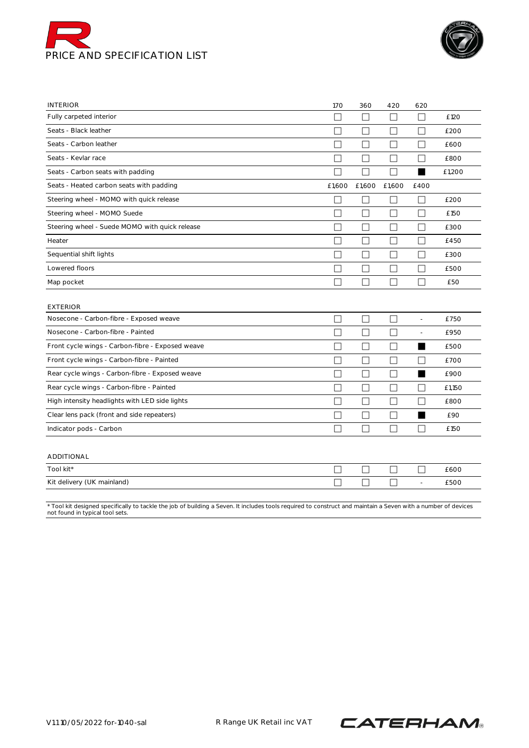# PRICE AND SPECIFICATION LIST

| INTERIOR | 170 | 360 | 420 | 620 | |
|---|---|---|---|---|---|
| Fully carpeted interior | ☐ | ☐ | ☐ | ☐ | £120 |
| Seats - Black leather | ☐ | ☐ | ☐ | ☐ | £200 |
| Seats - Carbon leather | ☐ | ☐ | ☐ | ☐ | £600 |
| Seats - Kevlar race | ☐ | ☐ | ☐ | ☐ | £800 |
| Seats - Carbon seats with padding | ☐ | ☐ | ☐ | ■ | £1,200 |
| Seats - Heated carbon seats with padding | £1,600 | £1,600 | £1,600 | £400 | |
| Steering wheel - MOMO with quick release | ☐ | ☐ | ☐ | ☐ | £200 |
| Steering wheel - MOMO Suede | ☐ | ☐ | ☐ | ☐ | £150 |
| Steering wheel - Suede MOMO with quick release | ☐ | ☐ | ☐ | ☐ | £300 |
| Heater | ☐ | ☐ | ☐ | ☐ | £450 |
| Sequential shift lights | ☐ | ☐ | ☐ | ☐ | £300 |
| Lowered floors | ☐ | ☐ | ☐ | ☐ | £500 |
| Map pocket | ☐ | ☐ | ☐ | ☐ | £50 |

| EXTERIOR | | | | | |
|---|---|---|---|---|---|
| Nosecone - Carbon-fibre - Exposed weave | ☐ | ☐ | ☐ | - | £750 |
| Nosecone - Carbon-fibre - Painted | ☐ | ☐ | ☐ | - | £950 |
| Front cycle wings - Carbon-fibre - Exposed weave | ☐ | ☐ | ☐ | ■ | £500 |
| Front cycle wings - Carbon-fibre - Painted | ☐ | ☐ | ☐ | ☐ | £700 |
| Rear cycle wings - Carbon-fibre - Exposed weave | ☐ | ☐ | ☐ | ■ | £900 |
| Rear cycle wings - Carbon-fibre - Painted | ☐ | ☐ | ☐ | ☐ | £1,150 |
| High intensity headlights with LED side lights | ☐ | ☐ | ☐ | ☐ | £800 |
| Clear lens pack (front and side repeaters) | ☐ | ☐ | ☐ | ■ | £90 |
| Indicator pods - Carbon | ☐ | ☐ | ☐ | ☐ | £150 |

| ADDITIONAL | | | | | |
|---|---|---|---|---|---|
| Tool kit* | ☐ | ☐ | ☐ | ☐ | £600 |
| Kit delivery (UK mainland) | ☐ | ☐ | ☐ | - | £500 |

* Tool kit designed specifically to tackle the job of building a Seven. It includes tools required to construct and maintain a Seven with a number of devices not found in typical tool sets.

V11 10/05/2022 for-1040-sal R Range UK Retail inc VAT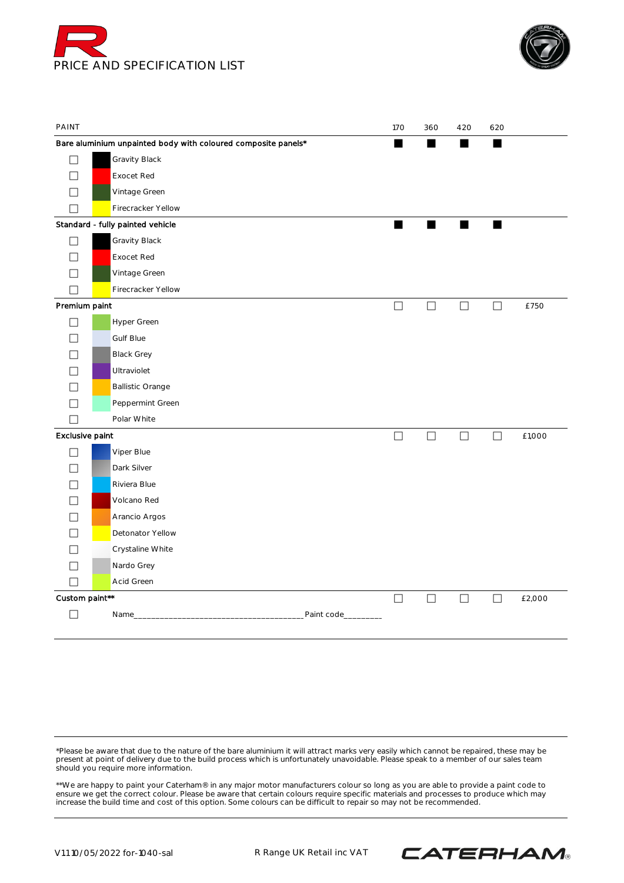PRICE AND SPECIFICATION LIST

| PAINT | 170 | 360 | 420 | 620 | |
|---|---|---|---|---|---|
| **Bare aluminium unpainted body with coloured composite panels*** | ■ | ■ | ■ | ■ | |
| ☐ Gravity Black | | | | | |
| ☐ Exocet Red | | | | | |
| ☐ Vintage Green | | | | | |
| ☐ Firecracker Yellow | | | | | |
| **Standard - fully painted vehicle** | ■ | ■ | ■ | ■ | |
| ☐ Gravity Black | | | | | |
| ☐ Exocet Red | | | | | |
| ☐ Vintage Green | | | | | |
| ☐ Firecracker Yellow | | | | | |
| **Premium paint** | ☐ | ☐ | ☐ | ☐ | £750 |
| ☐ Hyper Green | | | | | |
| ☐ Gulf Blue | | | | | |
| ☐ Black Grey | | | | | |
| ☐ Ultraviolet | | | | | |
| ☐ Ballistic Orange | | | | | |
| ☐ Peppermint Green | | | | | |
| ☐ Polar White | | | | | |
| **Exclusive paint** | ☐ | ☐ | ☐ | ☐ | £1,000 |
| ☐ Viper Blue | | | | | |
| ☐ Dark Silver | | | | | |
| ☐ Riviera Blue | | | | | |
| ☐ Volcano Red | | | | | |
| ☐ Arancio Argos | | | | | |
| ☐ Detonator Yellow | | | | | |
| ☐ Crystaline White | | | | | |
| ☐ Nardo Grey | | | | | |
| ☐ Acid Green | | | | | |
| **Custom paint**** | ☐ | ☐ | ☐ | ☐ | £2,000 |
| ☐ Name______________________________________ Paint code________ | | | | | |

*Please be aware that due to the nature of the bare aluminium it will attract marks very easily which cannot be repaired, these may be present at point of delivery due to the build process which is unfortunately unavoidable. Please speak to a member of our sales team should you require more information.

**We are happy to paint your Caterham® in any major motor manufacturers colour so long as you are able to provide a paint code to ensure we get the correct colour. Please be aware that certain colours require specific materials and processes to produce which may increase the build time and cost of this option. Some colours can be difficult to repair so may not be recommended.

V1 10/05/2022 for-1040-sal

R Range UK Retail inc VAT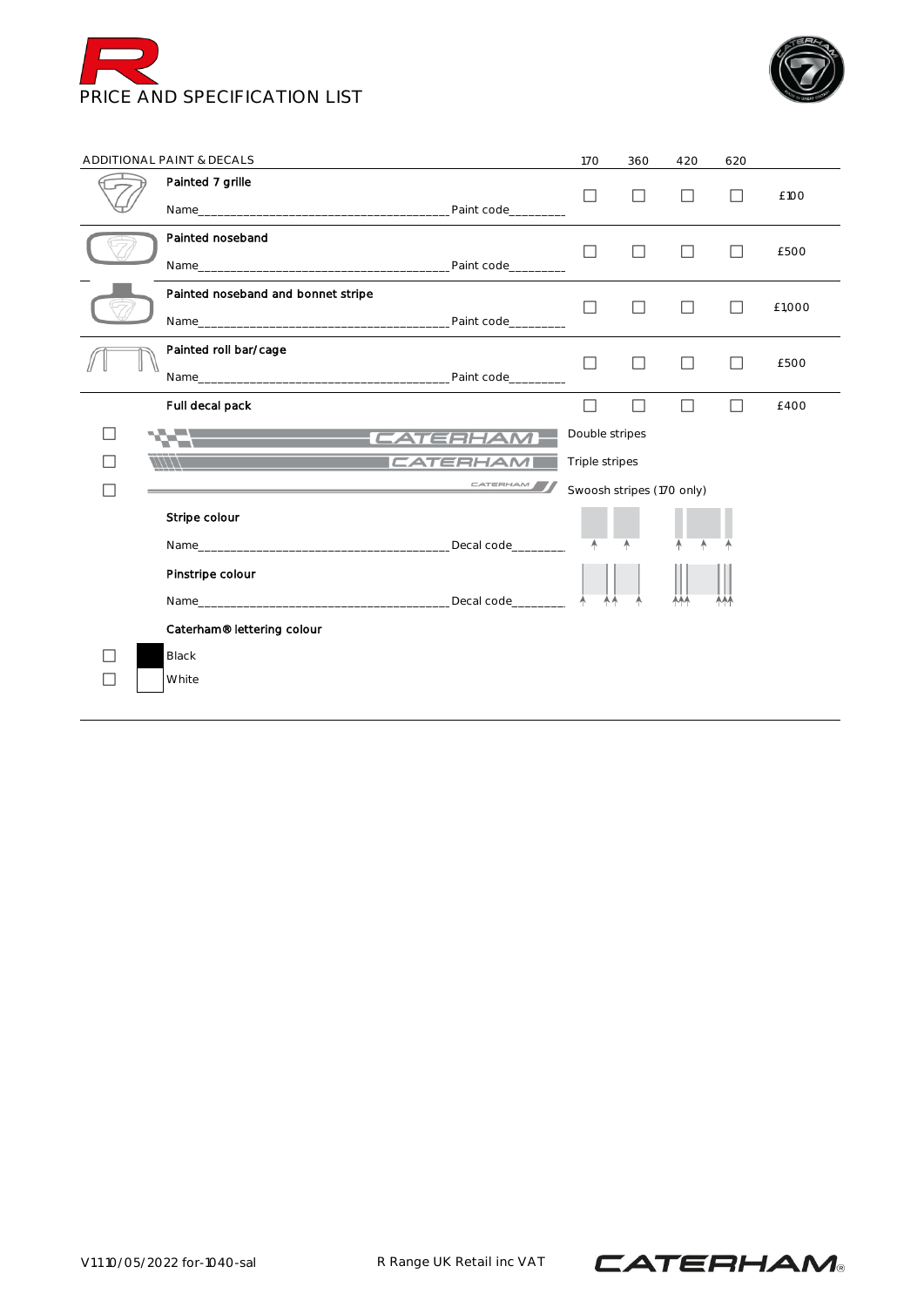PRICE AND SPECIFICATION LIST

| ADDITIONAL PAINT & DECALS | 170 | 360 | 420 | 620 | |
|---|---|---|---|---|---|
| **Painted 7 grille**<br>Name_______________________________________ Paint code_________ | ☐ | ☐ | ☐ | ☐ | £100 |
| **Painted noseband**<br>Name_______________________________________ Paint code_________ | ☐ | ☐ | ☐ | ☐ | £500 |
| **Painted noseband and bonnet stripe**<br>Name_______________________________________ Paint code_________ | ☐ | ☐ | ☐ | ☐ | £1,000 |
| **Painted roll bar/cage**<br>Name_______________________________________ Paint code_________ | ☐ | ☐ | ☐ | ☐ | £500 |
| **Full decal pack** | ☐ | ☐ | ☐ | ☐ | £400 |

☐ Double stripes

☐ Triple stripes

☐ Swoosh stripes (170 only)

**Stripe colour**

Name_______________________________________ Decal code_________

**Pinstripe colour**

Name_______________________________________ Decal code_________

**Caterham® lettering colour**

☐ Black

☐ White

V11 10/05/2022 for-1040-sal R Range UK Retail inc VAT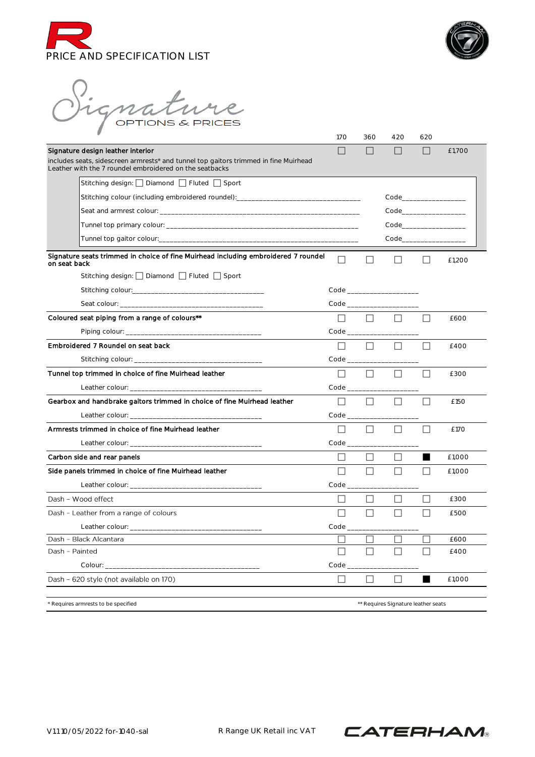# PRICE AND SPECIFICATION LIST

## Signature
### OPTIONS & PRICES

| | 170 | 360 | 420 | 620 | |
|---|---|---|---|---|---|
| **Signature design leather interior** includes seats, sidescreen armrests* and tunnel top gaitors trimmed in fine Muirhead Leather with the 7 roundel embroidered on the seatbacks | ☐ | ☐ | ☐ | ☐ | £1,700 |
| Stitching design: ☐ Diamond ☐ Fluted ☐ Sport | | | | | |
| Stitching colour (including embroidered roundel):________ | | | Code________ | | |
| Seat and armrest colour: ________ | | | Code________ | | |
| Tunnel top primary colour: ________ | | | Code________ | | |
| Tunnel top gaitor colour:________ | | | Code________ | | |
| **Signature seats trimmed in choice of fine Muirhead including embroidered 7 roundel on seat back** | ☐ | ☐ | ☐ | ☐ | £1,200 |
| Stitching design: ☐ Diamond ☐ Fluted ☐ Sport | | | | | |
| Stitching colour:________ | Code ________ | | | | |
| Seat colour: ________ | Code ________ | | | | |
| **Coloured seat piping from a range of colours**** | ☐ | ☐ | ☐ | ☐ | £600 |
| Piping colour: ________ | Code ________ | | | | |
| **Embroidered 7 Roundel on seat back** | ☐ | ☐ | ☐ | ☐ | £400 |
| Stitching colour: ________ | Code ________ | | | | |
| **Tunnel top trimmed in choice of fine Muirhead leather** | ☐ | ☐ | ☐ | ☐ | £300 |
| Leather colour: ________ | Code ________ | | | | |
| **Gearbox and handbrake gaitors trimmed in choice of fine Muirhead leather** | ☐ | ☐ | ☐ | ☐ | £150 |
| Leather colour: ________ | Code ________ | | | | |
| **Armrests trimmed in choice of fine Muirhead leather** | ☐ | ☐ | ☐ | ☐ | £170 |
| Leather colour: ________ | Code ________ | | | | |
| **Carbon side and rear panels** | ☐ | ☐ | ☐ | ■ | £1,000 |
| **Side panels trimmed in choice of fine Muirhead leather** | ☐ | ☐ | ☐ | ☐ | £1,000 |
| Leather colour: ________ | Code ________ | | | | |
| Dash - Wood effect | ☐ | ☐ | ☐ | ☐ | £300 |
| Dash - Leather from a range of colours | ☐ | ☐ | ☐ | ☐ | £500 |
| Leather colour: ________ | Code ________ | | | | |
| Dash - Black Alcantara | ☐ | ☐ | ☐ | ☐ | £600 |
| Dash - Painted | ☐ | ☐ | ☐ | ☐ | £400 |
| Colour: ________ | Code ________ | | | | |
| Dash - 620 style (not available on 170) | ☐ | ☐ | ☐ | ■ | £1,000 |

* Requires armrests to be specified

** Requires Signature leather seats

V1.1 10/05/2022 for-1040-sal R Range UK Retail inc VAT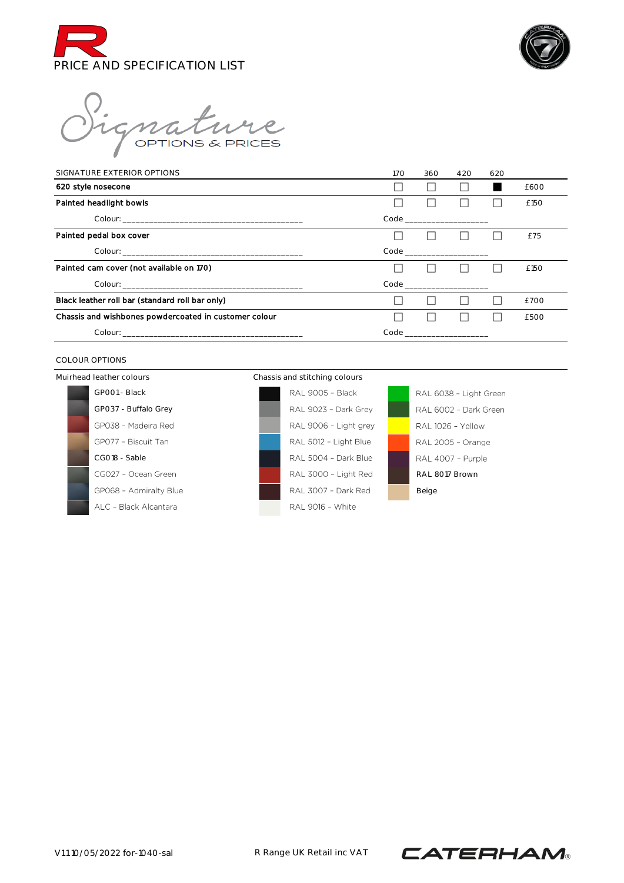PRICE AND SPECIFICATION LIST

# Signature

## OPTIONS & PRICES

| SIGNATURE EXTERIOR OPTIONS | 170 | 360 | 420 | 620 | |
|---|---|---|---|---|---|
| **620 style nosecone** | ☐ | ☐ | ☐ | ■ | £600 |
| **Painted headlight bowls** | ☐ | ☐ | ☐ | ☐ | £150 |
| Colour: ________________________ | Code ____________ | | | | |
| **Painted pedal box cover** | ☐ | ☐ | ☐ | ☐ | £75 |
| Colour: ________________________ | Code ____________ | | | | |
| **Painted cam cover (not available on 170)** | ☐ | ☐ | ☐ | ☐ | £150 |
| Colour: ________________________ | Code ____________ | | | | |
| **Black leather roll bar (standard roll bar only)** | ☐ | ☐ | ☐ | ☐ | £700 |
| **Chassis and wishbones powdercoated in customer colour** | ☐ | ☐ | ☐ | ☐ | £500 |
| Colour: ________________________ | Code ____________ | | | | |

COLOUR OPTIONS

Muirhead leather colours

- GP001- Black
- GP037 - Buffalo Grey
- GP038 – Madeira Red
- GP077 – Biscuit Tan
- CG018 - Sable
- CG027 – Ocean Green
- GP068 – Admiralty Blue
- ALC – Black Alcantara

Chassis and stitching colours

- RAL 9005 – Black
- RAL 9023 – Dark Grey
- RAL 9006 – Light grey
- RAL 5012 – Light Blue
- RAL 5004 – Dark Blue
- RAL 3000 – Light Red
- RAL 3007 – Dark Red
- RAL 9016 – White
- RAL 6038 – Light Green
- RAL 6002 – Dark Green
- RAL 1026 – Yellow
- RAL 2005 – Orange
- RAL 4007 – Purple
- RAL 8017 Brown
- Beige

V11 10/05/2022 for-1040-sal R Range UK Retail inc VAT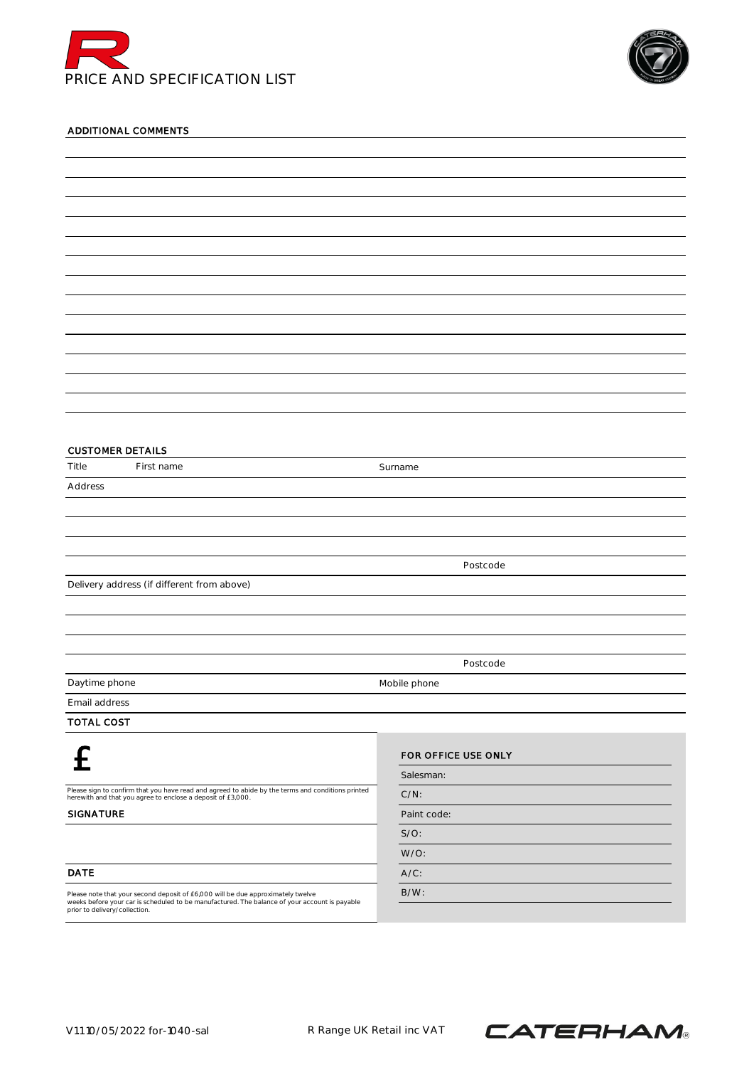# PRICE AND SPECIFICATION LIST

## ADDITIONAL COMMENTS

## CUSTOMER DETAILS

Title First name Surname

Address

Postcode

Delivery address (if different from above)

Postcode

Daytime phone Mobile phone

Email address

## TOTAL COST

£

Please sign to confirm that you have read and agreed to abide by the terms and conditions printed herewith and that you agree to enclose a deposit of £3,000.

## SIGNATURE

## DATE

Please note that your second deposit of £6,000 will be due approximately twelve weeks before your car is scheduled to be manufactured. The balance of your account is payable prior to delivery/collection.

## FOR OFFICE USE ONLY

Salesman:

C/N:

Paint code:

S/O:

W/O:

A/C:

B/W:

V11 10/05/2022 for-1040-sal R Range UK Retail inc VAT